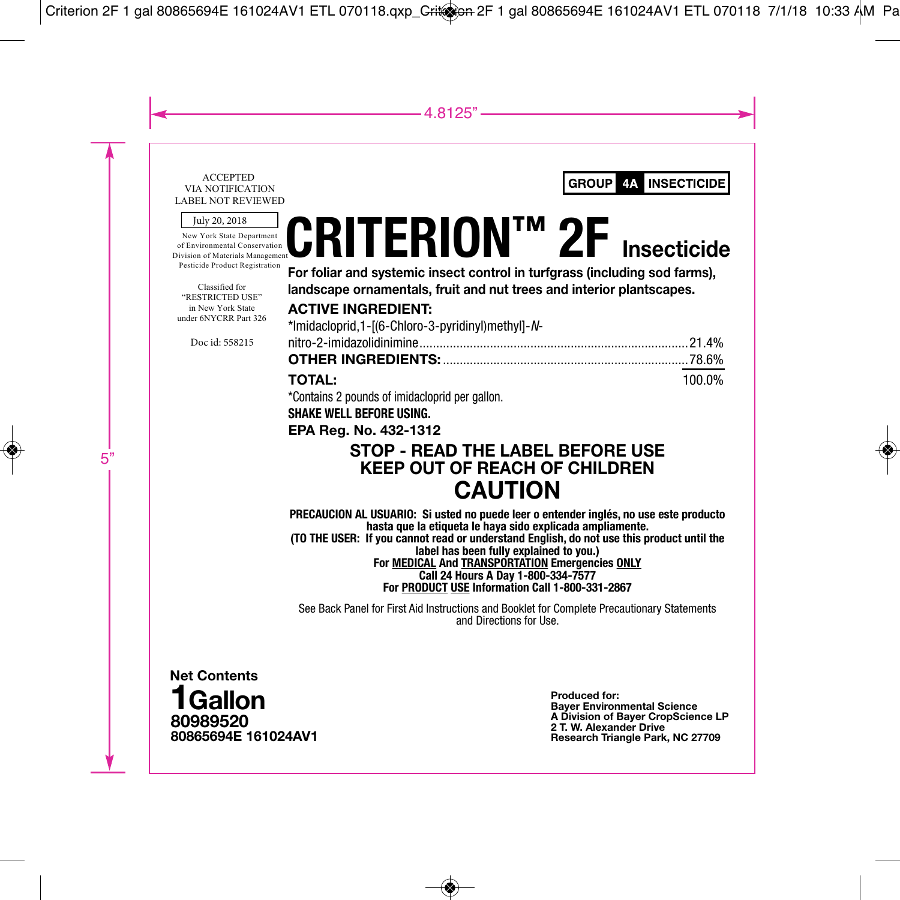ACCEPTED
VIA NOTIFICATION
LABEL NOT REVIEWED

July 20, 2018

New York State Department
of Environmental Conservation
Division of Materials Management
Pesticide Product Registration

Classified for
"RESTRICTED USE"
in New York State
under 6NYCRR Part 326

Doc id: 558215

**GROUP 4A INSECTICIDE**

# CRITERION™ 2F Insecticide

**For foliar and systemic insect control in turfgrass (including sod farms), landscape ornamentals, fruit and nut trees and interior plantscapes.**

**ACTIVE INGREDIENT:**

| | |
|---|---|
| *Imidacloprid,1-[(6-Chloro-3-pyridinyl)methyl]-*N*-nitro-2-imidazolidinimine | 21.4% |
| **OTHER INGREDIENTS:** | 78.6% |
| **TOTAL:** | 100.0% |

*Contains 2 pounds of imidacloprid per gallon.

**SHAKE WELL BEFORE USING.**

**EPA Reg. No. 432-1312**

## STOP - READ THE LABEL BEFORE USE
## KEEP OUT OF REACH OF CHILDREN
## CAUTION

**PRECAUCION AL USUARIO: Si usted no puede leer o entender inglés, no use este producto hasta que la etiqueta le haya sido explicada ampliamente.**
**(TO THE USER: If you cannot read or understand English, do not use this product until the label has been fully explained to you.)**

**For MEDICAL And TRANSPORTATION Emergencies ONLY**
**Call 24 Hours A Day 1-800-334-7577**
**For PRODUCT USE Information Call 1-800-331-2867**

See Back Panel for First Aid Instructions and Booklet for Complete Precautionary Statements and Directions for Use.

**Net Contents**
**1 Gallon**
**80989520**
**80865694E 161024AV1**

**Produced for:**
**Bayer Environmental Science**
**A Division of Bayer CropScience LP**
**2 T. W. Alexander Drive**
**Research Triangle Park, NC 27709**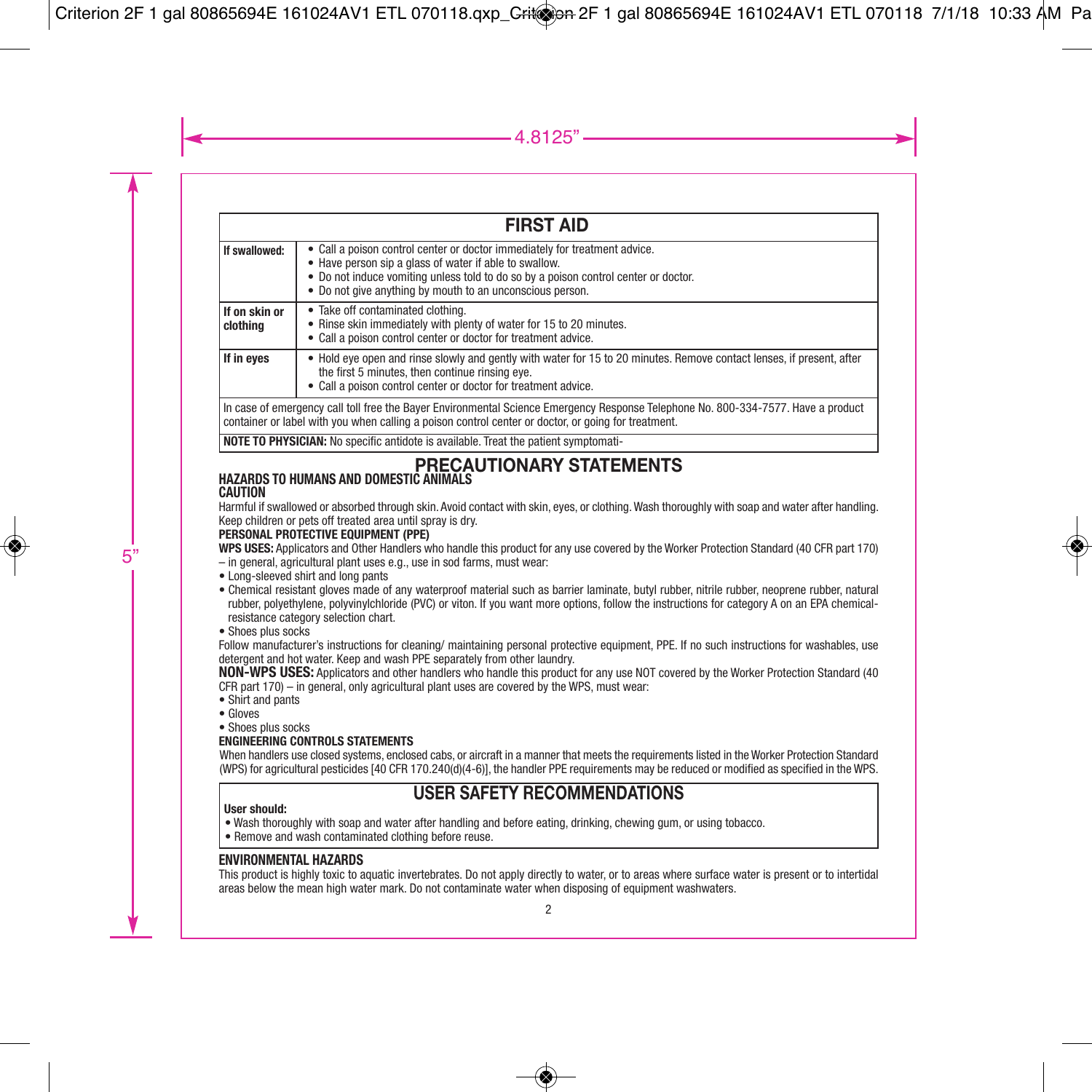## FIRST AID

| | |
|---|---|
| **If swallowed:** | • Call a poison control center or doctor immediately for treatment advice.<br>• Have person sip a glass of water if able to swallow.<br>• Do not induce vomiting unless told to do so by a poison control center or doctor.<br>• Do not give anything by mouth to an unconscious person. |
| **If on skin or clothing** | • Take off contaminated clothing.<br>• Rinse skin immediately with plenty of water for 15 to 20 minutes.<br>• Call a poison control center or doctor for treatment advice. |
| **If in eyes** | • Hold eye open and rinse slowly and gently with water for 15 to 20 minutes. Remove contact lenses, if present, after the first 5 minutes, then continue rinsing eye.<br>• Call a poison control center or doctor for treatment advice. |

In case of emergency call toll free the Bayer Environmental Science Emergency Response Telephone No. 800-334-7577. Have a product container or label with you when calling a poison control center or doctor, or going for treatment.

**NOTE TO PHYSICIAN:** No specific antidote is available. Treat the patient symptomati-

## PRECAUTIONARY STATEMENTS

### HAZARDS TO HUMANS AND DOMESTIC ANIMALS

### CAUTION

Harmful if swallowed or absorbed through skin. Avoid contact with skin, eyes, or clothing. Wash thoroughly with soap and water after handling. Keep children or pets off treated area until spray is dry.

**PERSONAL PROTECTIVE EQUIPMENT (PPE)**

**WPS USES:** Applicators and Other Handlers who handle this product for any use covered by the Worker Protection Standard (40 CFR part 170) – in general, agricultural plant uses e.g., use in sod farms, must wear:

- Long-sleeved shirt and long pants
- Chemical resistant gloves made of any waterproof material such as barrier laminate, butyl rubber, nitrile rubber, neoprene rubber, natural rubber, polyethylene, polyvinylchloride (PVC) or viton. If you want more options, follow the instructions for category A on an EPA chemical-resistance category selection chart.
- Shoes plus socks

Follow manufacturer's instructions for cleaning/ maintaining personal protective equipment, PPE. If no such instructions for washables, use detergent and hot water. Keep and wash PPE separately from other laundry.

**NON-WPS USES:** Applicators and other handlers who handle this product for any use NOT covered by the Worker Protection Standard (40 CFR part 170) – in general, only agricultural plant uses are covered by the WPS, must wear:

- Shirt and pants
- Gloves
- Shoes plus socks

**ENGINEERING CONTROLS STATEMENTS**

When handlers use closed systems, enclosed cabs, or aircraft in a manner that meets the requirements listed in the Worker Protection Standard (WPS) for agricultural pesticides [40 CFR 170.240(d)(4-6)], the handler PPE requirements may be reduced or modified as specified in the WPS.

## USER SAFETY RECOMMENDATIONS

**User should:**

- Wash thoroughly with soap and water after handling and before eating, drinking, chewing gum, or using tobacco.
- Remove and wash contaminated clothing before reuse.

### ENVIRONMENTAL HAZARDS

This product is highly toxic to aquatic invertebrates. Do not apply directly to water, or to areas where surface water is present or to intertidal areas below the mean high water mark. Do not contaminate water when disposing of equipment washwaters.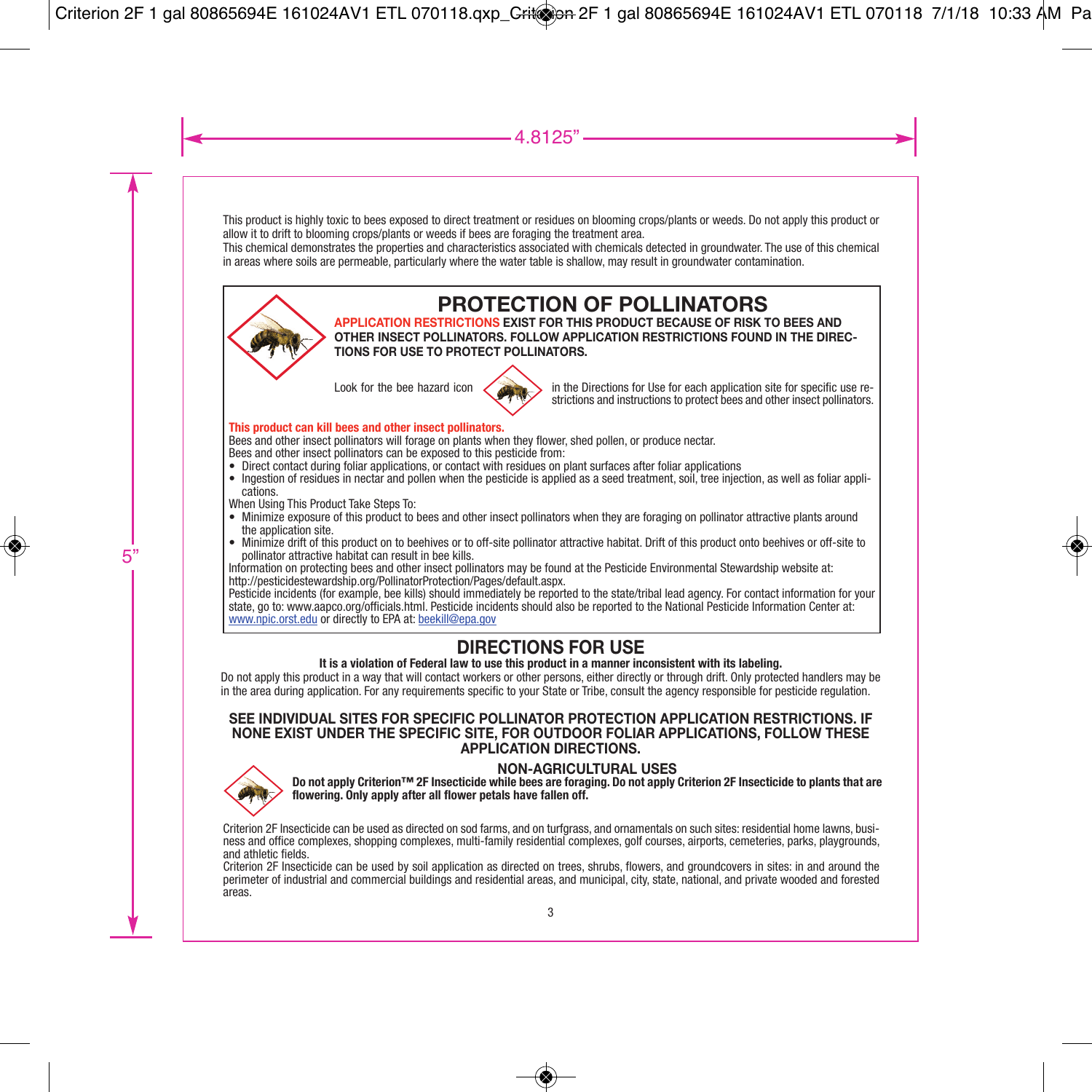This product is highly toxic to bees exposed to direct treatment or residues on blooming crops/plants or weeds. Do not apply this product or allow it to drift to blooming crops/plants or weeds if bees are foraging the treatment area.

This chemical demonstrates the properties and characteristics associated with chemicals detected in groundwater. The use of this chemical in areas where soils are permeable, particularly where the water table is shallow, may result in groundwater contamination.

## PROTECTION OF POLLINATORS

**APPLICATION RESTRICTIONS EXIST FOR THIS PRODUCT BECAUSE OF RISK TO BEES AND OTHER INSECT POLLINATORS. FOLLOW APPLICATION RESTRICTIONS FOUND IN THE DIRECTIONS FOR USE TO PROTECT POLLINATORS.**

Look for the bee hazard icon in the Directions for Use for each application site for specific use restrictions and instructions to protect bees and other insect pollinators.

**This product can kill bees and other insect pollinators.**

Bees and other insect pollinators will forage on plants when they flower, shed pollen, or produce nectar.

Bees and other insect pollinators can be exposed to this pesticide from:

- Direct contact during foliar applications, or contact with residues on plant surfaces after foliar applications
- Ingestion of residues in nectar and pollen when the pesticide is applied as a seed treatment, soil, tree injection, as well as foliar applications.

When Using This Product Take Steps To:

- Minimize exposure of this product to bees and other insect pollinators when they are foraging on pollinator attractive plants around the application site.
- Minimize drift of this product on to beehives or to off-site pollinator attractive habitat. Drift of this product onto beehives or off-site to pollinator attractive habitat can result in bee kills.

Information on protecting bees and other insect pollinators may be found at the Pesticide Environmental Stewardship website at: http://pesticidestewardship.org/PollinatorProtection/Pages/default.aspx.

Pesticide incidents (for example, bee kills) should immediately be reported to the state/tribal lead agency. For contact information for your state, go to: www.aapco.org/officials.html. Pesticide incidents should also be reported to the National Pesticide Information Center at: www.npic.orst.edu or directly to EPA at: beekill@epa.gov

## DIRECTIONS FOR USE

**It is a violation of Federal law to use this product in a manner inconsistent with its labeling.**

Do not apply this product in a way that will contact workers or other persons, either directly or through drift. Only protected handlers may be in the area during application. For any requirements specific to your State or Tribe, consult the agency responsible for pesticide regulation.

**SEE INDIVIDUAL SITES FOR SPECIFIC POLLINATOR PROTECTION APPLICATION RESTRICTIONS. IF NONE EXIST UNDER THE SPECIFIC SITE, FOR OUTDOOR FOLIAR APPLICATIONS, FOLLOW THESE APPLICATION DIRECTIONS.**

### NON-AGRICULTURAL USES

**Do not apply Criterion™ 2F Insecticide while bees are foraging. Do not apply Criterion 2F Insecticide to plants that are flowering. Only apply after all flower petals have fallen off.**

Criterion 2F Insecticide can be used as directed on sod farms, and on turfgrass, and ornamentals on such sites: residential home lawns, business and office complexes, shopping complexes, multi-family residential complexes, golf courses, airports, cemeteries, parks, playgrounds, and athletic fields.

Criterion 2F Insecticide can be used by soil application as directed on trees, shrubs, flowers, and groundcovers in sites: in and around the perimeter of industrial and commercial buildings and residential areas, and municipal, city, state, national, and private wooded and forested areas.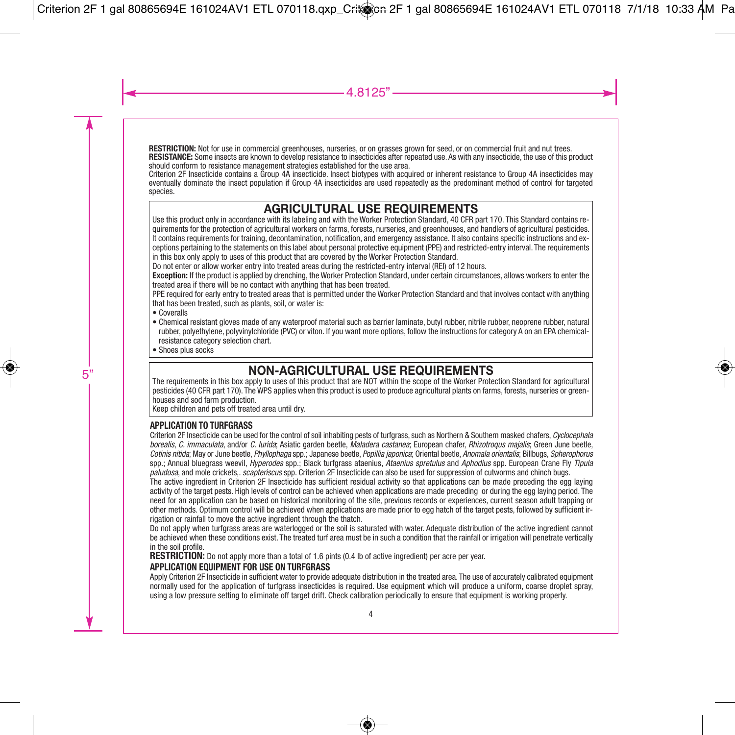**RESTRICTION:** Not for use in commercial greenhouses, nurseries, or on grasses grown for seed, or on commercial fruit and nut trees.

**RESISTANCE:** Some insects are known to develop resistance to insecticides after repeated use. As with any insecticide, the use of this product should conform to resistance management strategies established for the use area.

Criterion 2F Insecticide contains a Group 4A insecticide. Insect biotypes with acquired or inherent resistance to Group 4A insecticides may eventually dominate the insect population if Group 4A insecticides are used repeatedly as the predominant method of control for targeted species.

## AGRICULTURAL USE REQUIREMENTS

Use this product only in accordance with its labeling and with the Worker Protection Standard, 40 CFR part 170. This Standard contains requirements for the protection of agricultural workers on farms, forests, nurseries, and greenhouses, and handlers of agricultural pesticides. It contains requirements for training, decontamination, notification, and emergency assistance. It also contains specific instructions and exceptions pertaining to the statements on this label about personal protective equipment (PPE) and restricted-entry interval. The requirements in this box only apply to uses of this product that are covered by the Worker Protection Standard.

Do not enter or allow worker entry into treated areas during the restricted-entry interval (REI) of 12 hours.

**Exception:** If the product is applied by drenching, the Worker Protection Standard, under certain circumstances, allows workers to enter the treated area if there will be no contact with anything that has been treated.

PPE required for early entry to treated areas that is permitted under the Worker Protection Standard and that involves contact with anything that has been treated, such as plants, soil, or water is:

- Coveralls
- Chemical resistant gloves made of any waterproof material such as barrier laminate, butyl rubber, nitrile rubber, neoprene rubber, natural rubber, polyethylene, polyvinylchloride (PVC) or viton. If you want more options, follow the instructions for category A on an EPA chemical-resistance category selection chart.
- Shoes plus socks

## NON-AGRICULTURAL USE REQUIREMENTS

The requirements in this box apply to uses of this product that are NOT within the scope of the Worker Protection Standard for agricultural pesticides (40 CFR part 170). The WPS applies when this product is used to produce agricultural plants on farms, forests, nurseries or greenhouses and sod farm production.

Keep children and pets off treated area until dry.

### APPLICATION TO TURFGRASS

Criterion 2F Insecticide can be used for the control of soil inhabiting pests of turfgrass, such as Northern & Southern masked chafers, *Cyclocephala borealis*, *C. immaculata*, and/or *C. lurida*; Asiatic garden beetle, *Maladera castanea*; European chafer, *Rhizotroqus majalis*; Green June beetle, *Cotinis nitida*; May or June beetle, *Phyllophaga* spp.; Japanese beetle, *Popillia japonica*; Oriental beetle, *Anomala orientalis*; Billbugs, *Spherophorus* spp.; Annual bluegrass weevil, *Hyperodes* spp.; Black turfgrass ataenius, *Ataenius spretulus* and *Aphodius* spp. European Crane Fly *Tipula paludosa*, and mole crickets,. *scapteriscus* spp. Criterion 2F Insecticide can also be used for suppression of cutworms and chinch bugs.

The active ingredient in Criterion 2F Insecticide has sufficient residual activity so that applications can be made preceding the egg laying activity of the target pests. High levels of control can be achieved when applications are made preceding or during the egg laying period. The need for an application can be based on historical monitoring of the site, previous records or experiences, current season adult trapping or other methods. Optimum control will be achieved when applications are made prior to egg hatch of the target pests, followed by sufficient irrigation or rainfall to move the active ingredient through the thatch.

Do not apply when turfgrass areas are waterlogged or the soil is saturated with water. Adequate distribution of the active ingredient cannot be achieved when these conditions exist. The treated turf area must be in such a condition that the rainfall or irrigation will penetrate vertically in the soil profile.

**RESTRICTION:** Do not apply more than a total of 1.6 pints (0.4 lb of active ingredient) per acre per year.

### APPLICATION EQUIPMENT FOR USE ON TURFGRASS

Apply Criterion 2F Insecticide in sufficient water to provide adequate distribution in the treated area. The use of accurately calibrated equipment normally used for the application of turfgrass insecticides is required. Use equipment which will produce a uniform, coarse droplet spray, using a low pressure setting to eliminate off target drift. Check calibration periodically to ensure that equipment is working properly.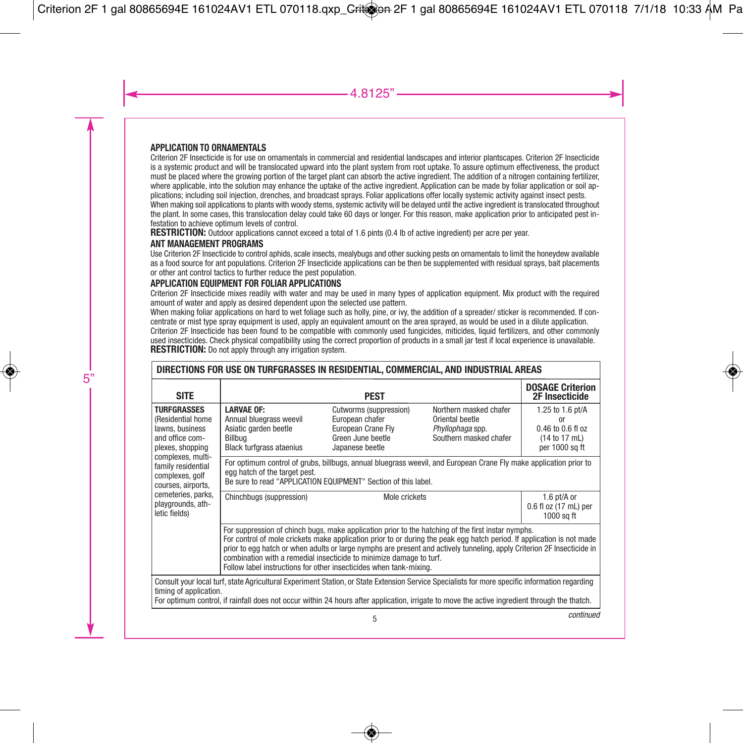## APPLICATION TO ORNAMENTALS

Criterion 2F Insecticide is for use on ornamentals in commercial and residential landscapes and interior plantscapes. Criterion 2F Insecticide is a systemic product and will be translocated upward into the plant system from root uptake. To assure optimum effectiveness, the product must be placed where the growing portion of the target plant can absorb the active ingredient. The addition of a nitrogen containing fertilizer, where applicable, into the solution may enhance the uptake of the active ingredient. Application can be made by foliar application or soil applications; including soil injection, drenches, and broadcast sprays. Foliar applications offer locally systemic activity against insect pests.

When making soil applications to plants with woody stems, systemic activity will be delayed until the active ingredient is translocated throughout the plant. In some cases, this translocation delay could take 60 days or longer. For this reason, make application prior to anticipated pest infestation to achieve optimum levels of control.

**RESTRICTION:** Outdoor applications cannot exceed a total of 1.6 pints (0.4 lb of active ingredient) per acre per year.

## ANT MANAGEMENT PROGRAMS

Use Criterion 2F Insecticide to control aphids, scale insects, mealybugs and other sucking pests on ornamentals to limit the honeydew available as a food source for ant populations. Criterion 2F Insecticide applications can be then be supplemented with residual sprays, bait placements or other ant control tactics to further reduce the pest population.

## APPLICATION EQUIPMENT FOR FOLIAR APPLICATIONS

Criterion 2F Insecticide mixes readily with water and may be used in many types of application equipment. Mix product with the required amount of water and apply as desired dependent upon the selected use pattern.

When making foliar applications on hard to wet foliage such as holly, pine, or ivy, the addition of a spreader/ sticker is recommended. If concentrate or mist type spray equipment is used, apply an equivalent amount on the area sprayed, as would be used in a dilute application.

Criterion 2F Insecticide has been found to be compatible with commonly used fungicides, miticides, liquid fertilizers, and other commonly used insecticides. Check physical compatibility using the correct proportion of products in a small jar test if local experience is unavailable.

**RESTRICTION:** Do not apply through any irrigation system.

**DIRECTIONS FOR USE ON TURFGRASSES IN RESIDENTIAL, COMMERCIAL, AND INDUSTRIAL AREAS**

| SITE | PEST | | | DOSAGE Criterion 2F Insecticide |
|---|---|---|---|---|
| **TURFGRASSES** (Residential home lawns, business and office complexes, shopping complexes, multi-family residential complexes, golf courses, airports, cemeteries, parks, playgrounds, athletic fields) | **LARVAE OF:**<br>Annual bluegrass weevil<br>Asiatic garden beetle<br>Billbug<br>Black turfgrass ataenius | Cutworms (suppression)<br>European chafer<br>European Crane Fly<br>Green June beetle<br>Japanese beetle | Northern masked chafer<br>Oriental beetle<br>*Phyllophaga* spp.<br>Southern masked chafer | 1.25 to 1.6 pt/A<br>or<br>0.46 to 0.6 fl oz<br>(14 to 17 mL)<br>per 1000 sq ft |
| | For optimum control of grubs, billbugs, annual bluegrass weevil, and European Crane Fly make application prior to egg hatch of the target pest.<br>Be sure to read "APPLICATION EQUIPMENT" Section of this label. | | | |
| | Chinchbugs (suppression) | Mole crickets | | 1.6 pt/A or<br>0.6 fl oz (17 mL) per 1000 sq ft |
| | For suppression of chinch bugs, make application prior to the hatching of the first instar nymphs.<br>For control of mole crickets make application prior to or during the peak egg hatch period. If application is not made prior to egg hatch or when adults or large nymphs are present and actively tunneling, apply Criterion 2F Insecticide in combination with a remedial insecticide to minimize damage to turf.<br>Follow label instructions for other insecticides when tank-mixing. | | | |
| Consult your local turf, state Agricultural Experiment Station, or State Extension Service Specialists for more specific information regarding timing of application.<br>For optimum control, if rainfall does not occur within 24 hours after application, irrigate to move the active ingredient through the thatch. | | | | |

*continued*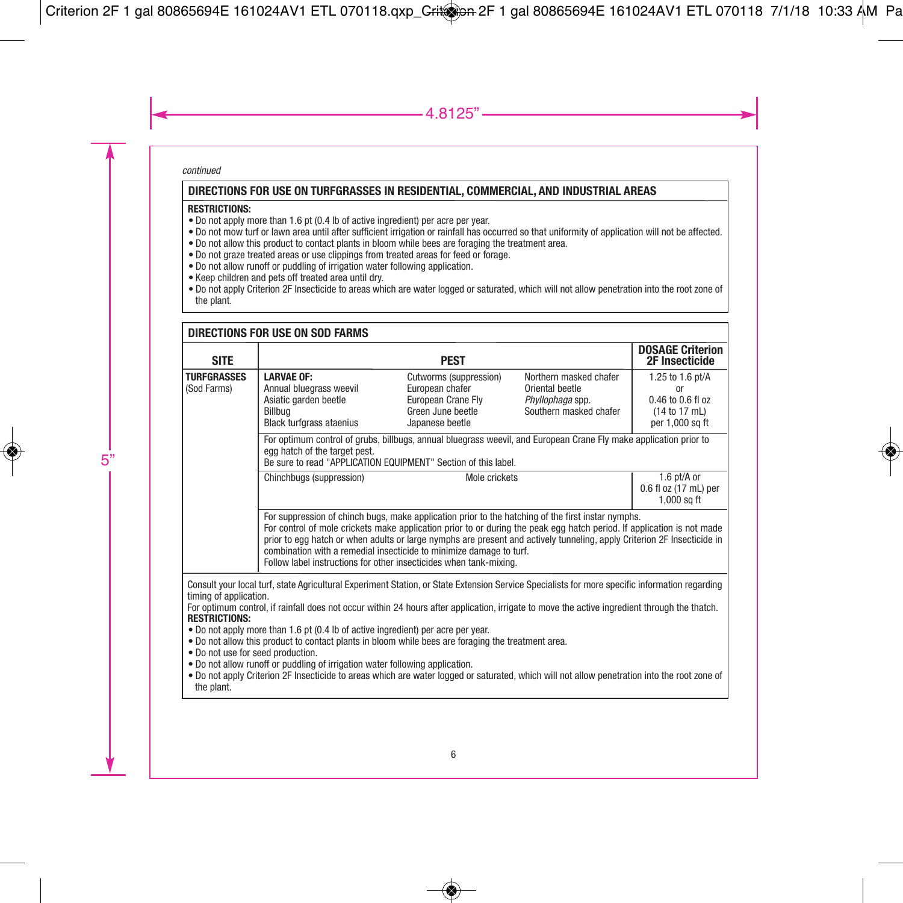*continued*

## DIRECTIONS FOR USE ON TURFGRASSES IN RESIDENTIAL, COMMERCIAL, AND INDUSTRIAL AREAS

**RESTRICTIONS:**

- Do not apply more than 1.6 pt (0.4 lb of active ingredient) per acre per year.
- Do not mow turf or lawn area until after sufficient irrigation or rainfall has occurred so that uniformity of application will not be affected.
- Do not allow this product to contact plants in bloom while bees are foraging the treatment area.
- Do not graze treated areas or use clippings from treated areas for feed or forage.
- Do not allow runoff or puddling of irrigation water following application.
- Keep children and pets off treated area until dry.
- Do not apply Criterion 2F Insecticide to areas which are water logged or saturated, which will not allow penetration into the root zone of the plant.

## DIRECTIONS FOR USE ON SOD FARMS

| SITE | PEST | | | DOSAGE Criterion 2F Insecticide |
|---|---|---|---|---|
| **TURFGRASSES** (Sod Farms) | **LARVAE OF:** Annual bluegrass weevil, Asiatic garden beetle, Billbug, Black turfgrass ataenius | Cutworms (suppression), European chafer, European Crane Fly, Green June beetle, Japanese beetle | Northern masked chafer, Oriental beetle, *Phyllophaga* spp., Southern masked chafer | 1.25 to 1.6 pt/A or 0.46 to 0.6 fl oz (14 to 17 mL) per 1,000 sq ft |
| | For optimum control of grubs, billbugs, annual bluegrass weevil, and European Crane Fly make application prior to egg hatch of the target pest. Be sure to read "APPLICATION EQUIPMENT" Section of this label. | | | |
| | Chinchbugs (suppression) | Mole crickets | | 1.6 pt/A or 0.6 fl oz (17 mL) per 1,000 sq ft |
| | For suppression of chinch bugs, make application prior to the hatching of the first instar nymphs. For control of mole crickets make application prior to or during the peak egg hatch period. If application is not made prior to egg hatch or when adults or large nymphs are present and actively tunneling, apply Criterion 2F Insecticide in combination with a remedial insecticide to minimize damage to turf. Follow label instructions for other insecticides when tank-mixing. | | | |

Consult your local turf, state Agricultural Experiment Station, or State Extension Service Specialists for more specific information regarding timing of application.

For optimum control, if rainfall does not occur within 24 hours after application, irrigate to move the active ingredient through the thatch.

**RESTRICTIONS:**

- Do not apply more than 1.6 pt (0.4 lb of active ingredient) per acre per year.
- Do not allow this product to contact plants in bloom while bees are foraging the treatment area.
- Do not use for seed production.
- Do not allow runoff or puddling of irrigation water following application.
- Do not apply Criterion 2F Insecticide to areas which are water logged or saturated, which will not allow penetration into the root zone of the plant.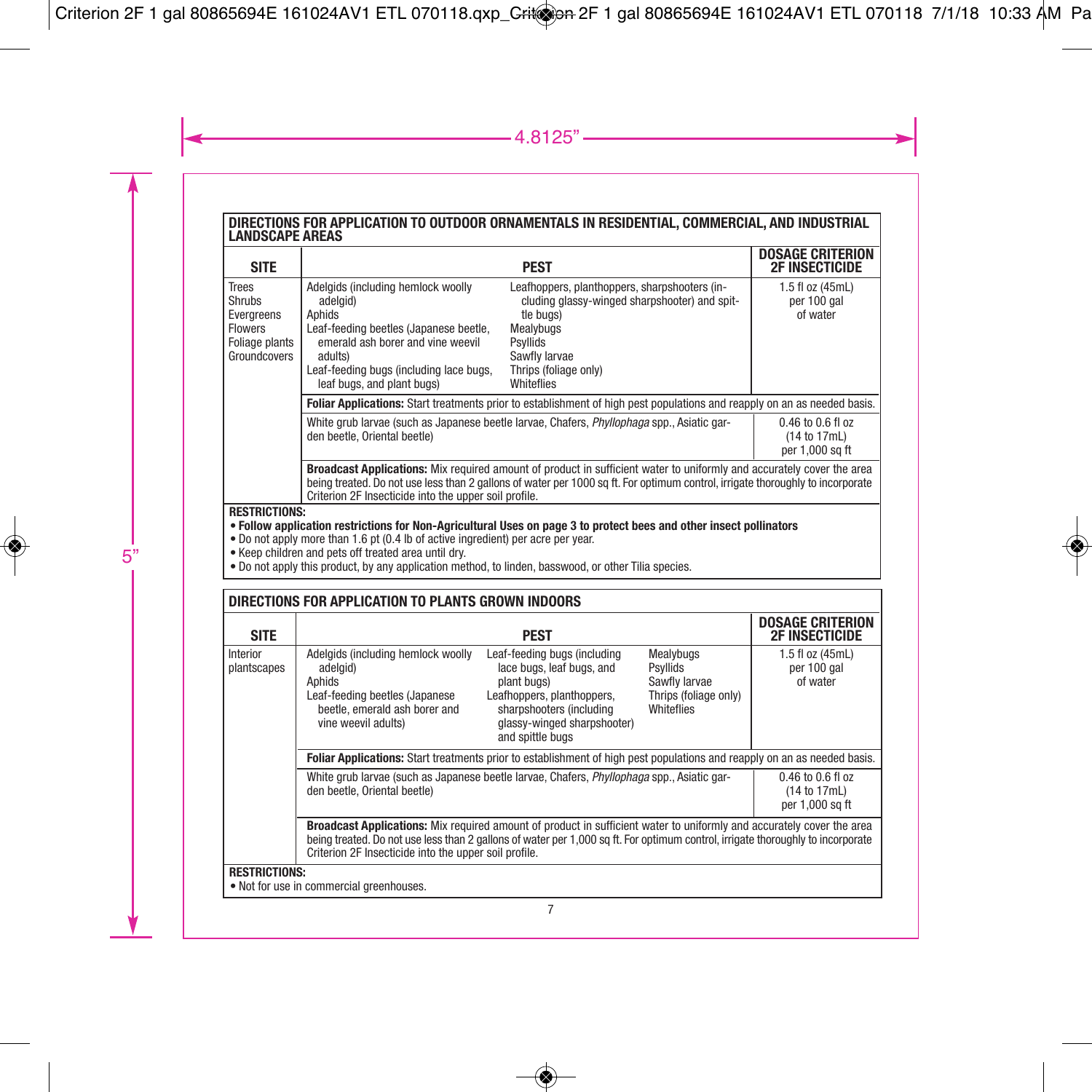## DIRECTIONS FOR APPLICATION TO OUTDOOR ORNAMENTALS IN RESIDENTIAL, COMMERCIAL, AND INDUSTRIAL LANDSCAPE AREAS

| SITE | PEST | DOSAGE CRITERION 2F INSECTICIDE |
|---|---|---|
| Trees<br>Shrubs<br>Evergreens<br>Flowers<br>Foliage plants<br>Groundcovers | Adelgids (including hemlock woolly adelgid)<br>Aphids<br>Leaf-feeding beetles (Japanese beetle, emerald ash borer and vine weevil adults)<br>Leaf-feeding bugs (including lace bugs, leaf bugs, and plant bugs)<br>Leafhoppers, planthoppers, sharpshooters (including glassy-winged sharpshooter) and spittle bugs)<br>Mealybugs<br>Psyllids<br>Sawfly larvae<br>Thrips (foliage only)<br>Whiteflies | 1.5 fl oz (45mL) per 100 gal of water |
| | **Foliar Applications:** Start treatments prior to establishment of high pest populations and reapply on an as needed basis. | |
| | White grub larvae (such as Japanese beetle larvae, Chafers, *Phyllophaga* spp., Asiatic garden beetle, Oriental beetle) | 0.46 to 0.6 fl oz (14 to 17mL) per 1,000 sq ft |
| | **Broadcast Applications:** Mix required amount of product in sufficient water to uniformly and accurately cover the area being treated. Do not use less than 2 gallons of water per 1000 sq ft. For optimum control, irrigate thoroughly to incorporate Criterion 2F Insecticide into the upper soil profile. | |

**RESTRICTIONS:**
- **Follow application restrictions for Non-Agricultural Uses on page 3 to protect bees and other insect pollinators**
- Do not apply more than 1.6 pt (0.4 lb of active ingredient) per acre per year.
- Keep children and pets off treated area until dry.
- Do not apply this product, by any application method, to linden, basswood, or other Tilia species.

## DIRECTIONS FOR APPLICATION TO PLANTS GROWN INDOORS

| SITE | PEST | DOSAGE CRITERION 2F INSECTICIDE |
|---|---|---|
| Interior plantscapes | Adelgids (including hemlock woolly adelgid)<br>Aphids<br>Leaf-feeding beetles (Japanese beetle, emerald ash borer and vine weevil adults)<br>Leaf-feeding bugs (including lace bugs, leaf bugs, and plant bugs)<br>Leafhoppers, planthoppers, sharpshooters (including glassy-winged sharpshooter) and spittle bugs<br>Mealybugs<br>Psyllids<br>Sawfly larvae<br>Thrips (foliage only)<br>Whiteflies | 1.5 fl oz (45mL) per 100 gal of water |
| | **Foliar Applications:** Start treatments prior to establishment of high pest populations and reapply on an as needed basis. | |
| | White grub larvae (such as Japanese beetle larvae, Chafers, *Phyllophaga* spp., Asiatic garden beetle, Oriental beetle) | 0.46 to 0.6 fl oz (14 to 17mL) per 1,000 sq ft |
| | **Broadcast Applications:** Mix required amount of product in sufficient water to uniformly and accurately cover the area being treated. Do not use less than 2 gallons of water per 1,000 sq ft. For optimum control, irrigate thoroughly to incorporate Criterion 2F Insecticide into the upper soil profile. | |

**RESTRICTIONS:**
- Not for use in commercial greenhouses.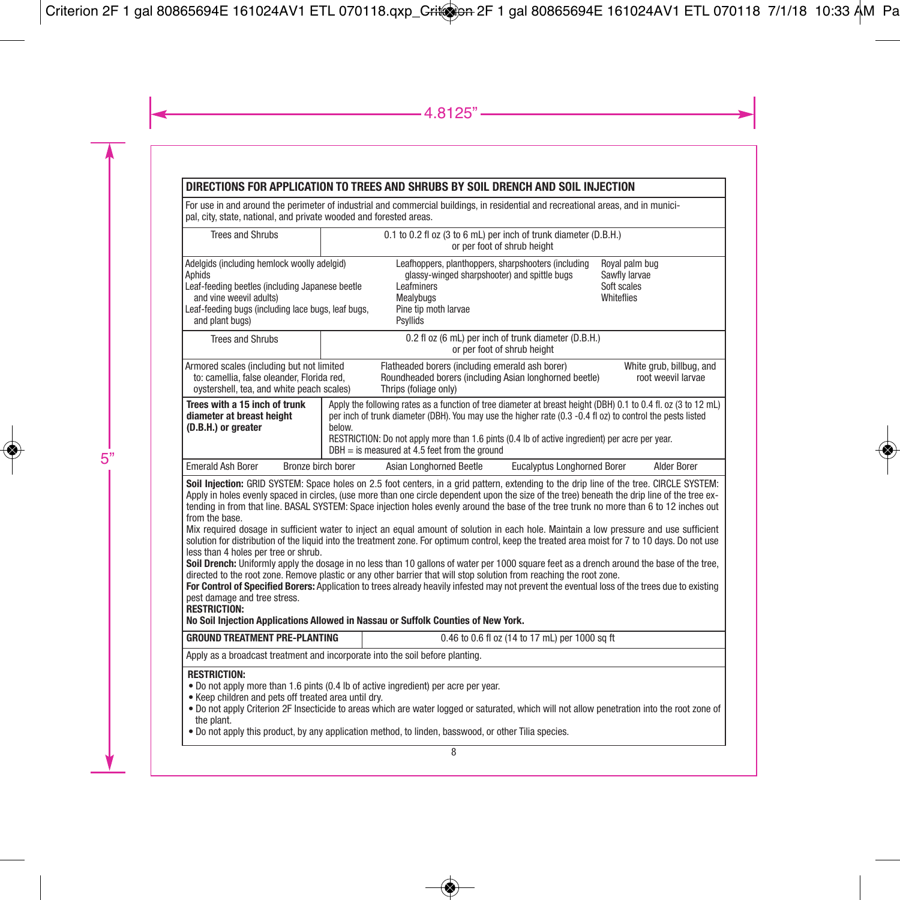## DIRECTIONS FOR APPLICATION TO TREES AND SHRUBS BY SOIL DRENCH AND SOIL INJECTION

For use in and around the perimeter of industrial and commercial buildings, in residential and recreational areas, and in municipal, city, state, national, and private wooded and forested areas.

| Trees and Shrubs | 0.1 to 0.2 fl oz (3 to 6 mL) per inch of trunk diameter (D.B.H.) or per foot of shrub height |
|---|---|

- Adelgids (including hemlock woolly adelgid)
- Aphids
- Leaf-feeding beetles (including Japanese beetle and vine weevil adults)
- Leaf-feeding bugs (including lace bugs, leaf bugs, and plant bugs)
- Leafhoppers, planthoppers, sharpshooters (including glassy-winged sharpshooter) and spittle bugs
- Leafminers
- Mealybugs
- Pine tip moth larvae
- Psyllids
- Royal palm bug
- Sawfly larvae
- Soft scales
- Whiteflies

| Trees and Shrubs | 0.2 fl oz (6 mL) per inch of trunk diameter (D.B.H.) or per foot of shrub height |
|---|---|

- Armored scales (including but not limited to: camellia, false oleander, Florida red, oystershell, tea, and white peach scales)
- Flatheaded borers (including emerald ash borer)
- Roundheaded borers (including Asian longhorned beetle)
- Thrips (foliage only)
- White grub, billbug, and root weevil larvae

| **Trees with a 15 inch of trunk diameter at breast height (D.B.H.) or greater** | Apply the following rates as a function of tree diameter at breast height (DBH) 0.1 to 0.4 fl. oz (3 to 12 mL) per inch of trunk diameter (DBH). You may use the higher rate (0.3 -0.4 fl oz) to control the pests listed below. RESTRICTION: Do not apply more than 1.6 pints (0.4 lb of active ingredient) per acre per year. DBH = is measured at 4.5 feet from the ground |
|---|---|

Emerald Ash Borer | Bronze birch borer | Asian Longhorned Beetle | Eucalyptus Longhorned Borer | Alder Borer

**Soil Injection:** GRID SYSTEM: Space holes on 2.5 foot centers, in a grid pattern, extending to the drip line of the tree. CIRCLE SYSTEM: Apply in holes evenly spaced in circles, (use more than one circle dependent upon the size of the tree) beneath the drip line of the tree extending in from that line. BASAL SYSTEM: Space injection holes evenly around the base of the tree trunk no more than 6 to 12 inches out from the base.

Mix required dosage in sufficient water to inject an equal amount of solution in each hole. Maintain a low pressure and use sufficient solution for distribution of the liquid into the treatment zone. For optimum control, keep the treated area moist for 7 to 10 days. Do not use less than 4 holes per tree or shrub.

**Soil Drench:** Uniformly apply the dosage in no less than 10 gallons of water per 1000 square feet as a drench around the base of the tree, directed to the root zone. Remove plastic or any other barrier that will stop solution from reaching the root zone.

**For Control of Specified Borers:** Application to trees already heavily infested may not prevent the eventual loss of the trees due to existing pest damage and tree stress.

**RESTRICTION:**

**No Soil Injection Applications Allowed in Nassau or Suffolk Counties of New York.**

| **GROUND TREATMENT PRE-PLANTING** | 0.46 to 0.6 fl oz (14 to 17 mL) per 1000 sq ft |
|---|---|

Apply as a broadcast treatment and incorporate into the soil before planting.

**RESTRICTION:**

- Do not apply more than 1.6 pints (0.4 lb of active ingredient) per acre per year.
- Keep children and pets off treated area until dry.
- Do not apply Criterion 2F Insecticide to areas which are water logged or saturated, which will not allow penetration into the root zone of the plant.
- Do not apply this product, by any application method, to linden, basswood, or other Tilia species.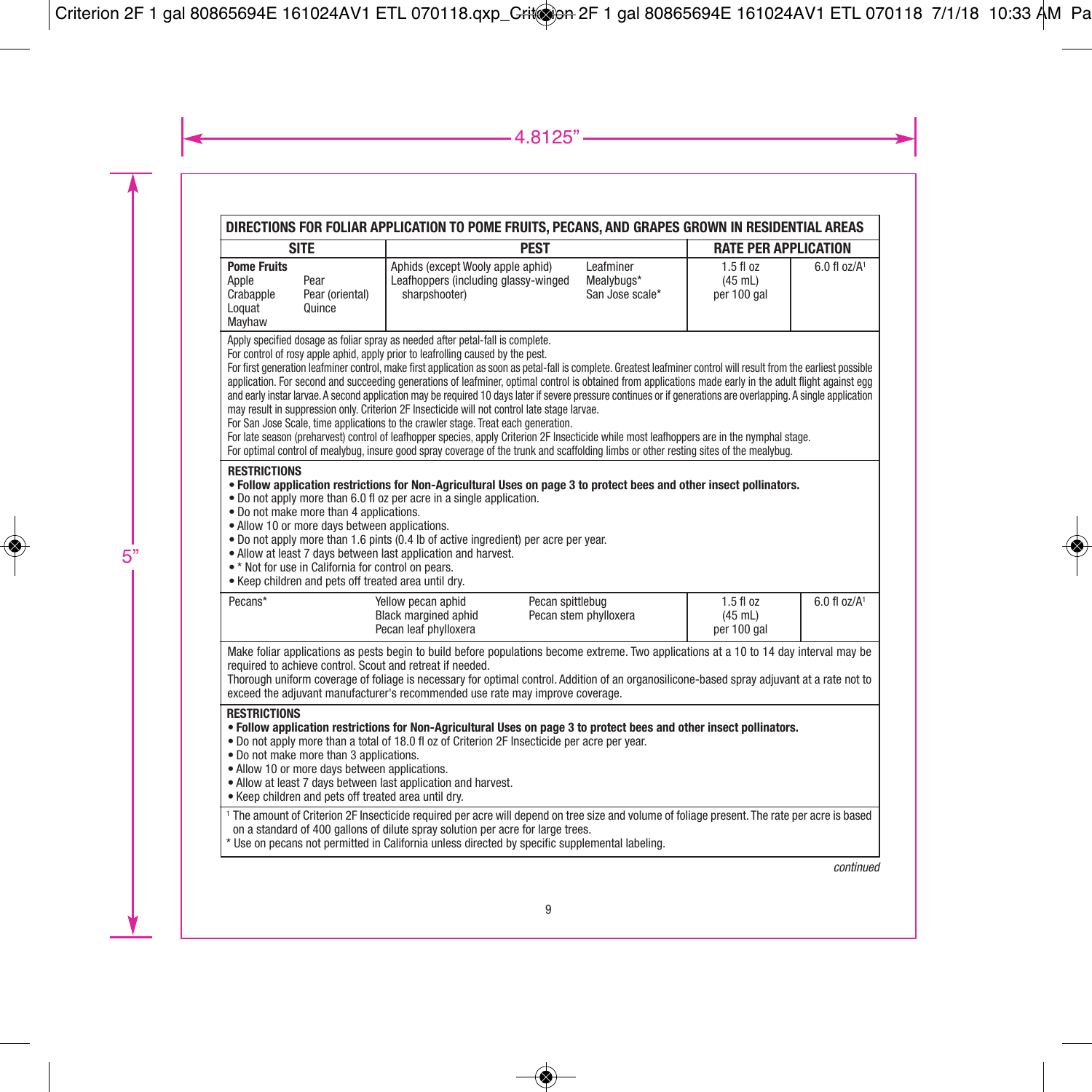| DIRECTIONS FOR FOLIAR APPLICATION TO POME FRUITS, PECANS, AND GRAPES GROWN IN RESIDENTIAL AREAS | | | |
|---|---|---|---|
| **SITE** | **PEST** | **RATE PER APPLICATION** | |
| **Pome Fruits**<br>Apple, Pear, Crabapple, Pear (oriental), Loquat, Quince, Mayhaw | Aphids (except Wooly apple aphid), Leafhoppers (including glassy-winged sharpshooter), Leafminer, Mealybugs*, San Jose scale* | 1.5 fl oz (45 mL) per 100 gal | 6.0 fl oz/A[1] |
| Apply specified dosage as foliar spray as needed after petal-fall is complete.<br>For control of rosy apple aphid, apply prior to leafrolling caused by the pest.<br>For first generation leafminer control, make first application as soon as petal-fall is complete. Greatest leafminer control will result from the earliest possible application. For second and succeeding generations of leafminer, optimal control is obtained from applications made early in the adult flight against egg and early instar larvae. A second application may be required 10 days later if severe pressure continues or if generations are overlapping. A single application may result in suppression only. Criterion 2F Insecticide will not control late stage larvae.<br>For San Jose Scale, time applications to the crawler stage. Treat each generation.<br>For late season (preharvest) control of leafhopper species, apply Criterion 2F Insecticide while most leafhoppers are in the nymphal stage.<br>For optimal control of mealybug, insure good spray coverage of the trunk and scaffolding limbs or other resting sites of the mealybug. | | | |
| **RESTRICTIONS**<br>• **Follow application restrictions for Non-Agricultural Uses on page 3 to protect bees and other insect pollinators.**<br>• Do not apply more than 6.0 fl oz per acre in a single application.<br>• Do not make more than 4 applications.<br>• Allow 10 or more days between applications.<br>• Do not apply more than 1.6 pints (0.4 lb of active ingredient) per acre per year.<br>• Allow at least 7 days between last application and harvest.<br>• * Not for use in California for control on pears.<br>• Keep children and pets off treated area until dry. | | | |
| Pecans* | Yellow pecan aphid, Black margined aphid, Pecan leaf phylloxera, Pecan spittlebug, Pecan stem phylloxera | 1.5 fl oz (45 mL) per 100 gal | 6.0 fl oz/A[1] |
| Make foliar applications as pests begin to build before populations become extreme. Two applications at a 10 to 14 day interval may be required to achieve control. Scout and retreat if needed.<br>Thorough uniform coverage of foliage is necessary for optimal control. Addition of an organosilicone-based spray adjuvant at a rate not to exceed the adjuvant manufacturer's recommended use rate may improve coverage. | | | |
| **RESTRICTIONS**<br>• **Follow application restrictions for Non-Agricultural Uses on page 3 to protect bees and other insect pollinators.**<br>• Do not apply more than a total of 18.0 fl oz of Criterion 2F Insecticide per acre per year.<br>• Do not make more than 3 applications.<br>• Allow 10 or more days between applications.<br>• Allow at least 7 days between last application and harvest.<br>• Keep children and pets off treated area until dry. | | | |

[1] The amount of Criterion 2F Insecticide required per acre will depend on tree size and volume of foliage present. The rate per acre is based on a standard of 400 gallons of dilute spray solution per acre for large trees.

\* Use on pecans not permitted in California unless directed by specific supplemental labeling.

*continued*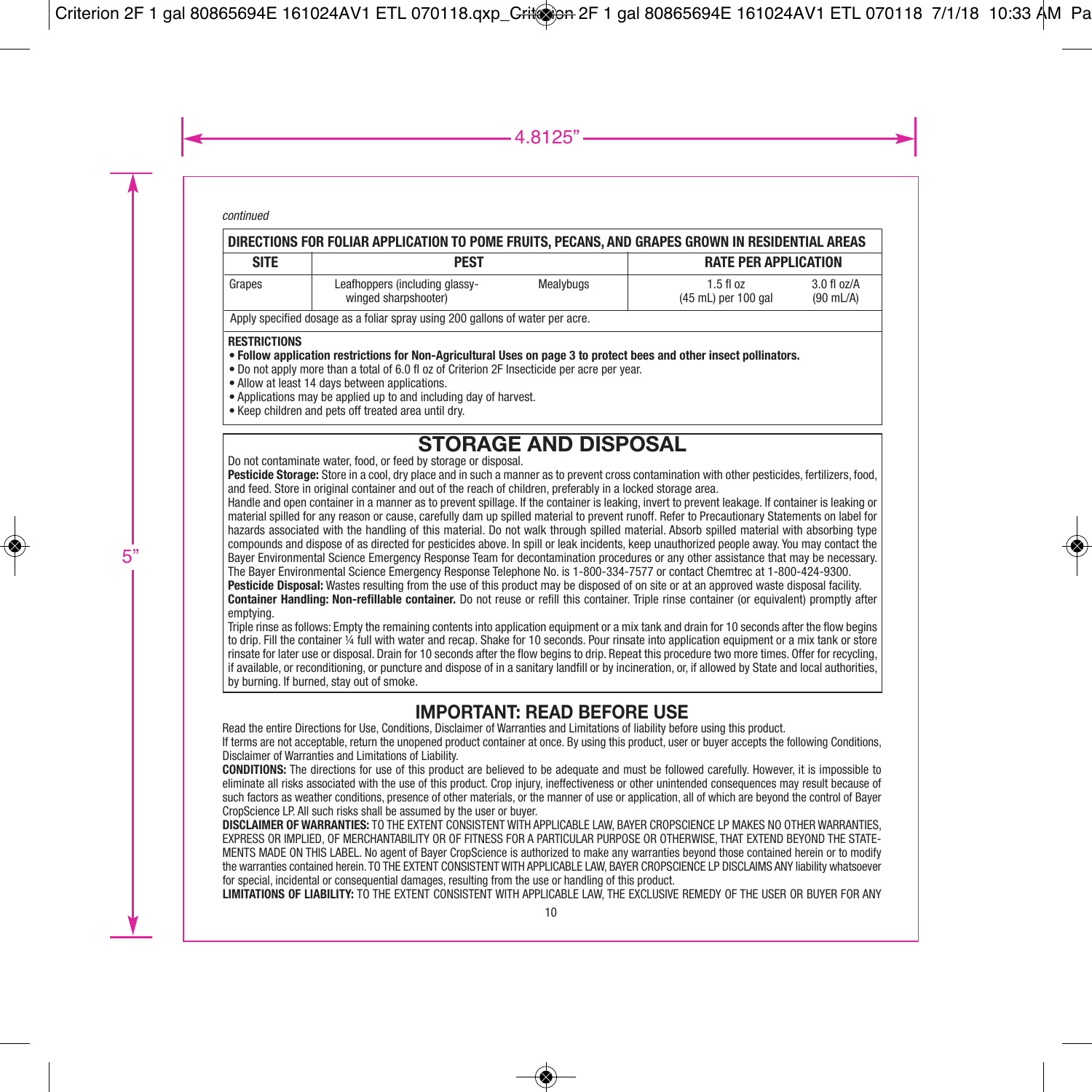*continued*

| DIRECTIONS FOR FOLIAR APPLICATION TO POME FRUITS, PECANS, AND GRAPES GROWN IN RESIDENTIAL AREAS | | | | |
|---|---|---|---|---|
| **SITE** | **PEST** | | **RATE PER APPLICATION** | |
| Grapes | Leafhoppers (including glassy-winged sharpshooter) | Mealybugs | 1.5 fl oz (45 mL) per 100 gal | 3.0 fl oz/A (90 mL/A) |
| Apply specified dosage as a foliar spray using 200 gallons of water per acre. | | | | |

**RESTRICTIONS**
- **Follow application restrictions for Non-Agricultural Uses on page 3 to protect bees and other insect pollinators.**
- Do not apply more than a total of 6.0 fl oz of Criterion 2F Insecticide per acre per year.
- Allow at least 14 days between applications.
- Applications may be applied up to and including day of harvest.
- Keep children and pets off treated area until dry.

## STORAGE AND DISPOSAL

Do not contaminate water, food, or feed by storage or disposal.

**Pesticide Storage:** Store in a cool, dry place and in such a manner as to prevent cross contamination with other pesticides, fertilizers, food, and feed. Store in original container and out of the reach of children, preferably in a locked storage area.

Handle and open container in a manner as to prevent spillage. If the container is leaking, invert to prevent leakage. If container is leaking or material spilled for any reason or cause, carefully dam up spilled material to prevent runoff. Refer to Precautionary Statements on label for hazards associated with the handling of this material. Do not walk through spilled material. Absorb spilled material with absorbing type compounds and dispose of as directed for pesticides above. In spill or leak incidents, keep unauthorized people away. You may contact the Bayer Environmental Science Emergency Response Team for decontamination procedures or any other assistance that may be necessary. The Bayer Environmental Science Emergency Response Telephone No. is 1-800-334-7577 or contact Chemtrec at 1-800-424-9300.

**Pesticide Disposal:** Wastes resulting from the use of this product may be disposed of on site or at an approved waste disposal facility.

**Container Handling: Non-refillable container.** Do not reuse or refill this container. Triple rinse container (or equivalent) promptly after emptying.

Triple rinse as follows: Empty the remaining contents into application equipment or a mix tank and drain for 10 seconds after the flow begins to drip. Fill the container ¼ full with water and recap. Shake for 10 seconds. Pour rinsate into application equipment or a mix tank or store rinsate for later use or disposal. Drain for 10 seconds after the flow begins to drip. Repeat this procedure two more times. Offer for recycling, if available, or reconditioning, or puncture and dispose of in a sanitary landfill or by incineration, or, if allowed by State and local authorities, by burning. If burned, stay out of smoke.

## IMPORTANT: READ BEFORE USE

Read the entire Directions for Use, Conditions, Disclaimer of Warranties and Limitations of liability before using this product.

If terms are not acceptable, return the unopened product container at once. By using this product, user or buyer accepts the following Conditions, Disclaimer of Warranties and Limitations of Liability.

**CONDITIONS:** The directions for use of this product are believed to be adequate and must be followed carefully. However, it is impossible to eliminate all risks associated with the use of this product. Crop injury, ineffectiveness or other unintended consequences may result because of such factors as weather conditions, presence of other materials, or the manner of use or application, all of which are beyond the control of Bayer CropScience LP. All such risks shall be assumed by the user or buyer.

**DISCLAIMER OF WARRANTIES:** TO THE EXTENT CONSISTENT WITH APPLICABLE LAW, BAYER CROPSCIENCE LP MAKES NO OTHER WARRANTIES, EXPRESS OR IMPLIED, OF MERCHANTABILITY OR OF FITNESS FOR A PARTICULAR PURPOSE OR OTHERWISE, THAT EXTEND BEYOND THE STATEMENTS MADE ON THIS LABEL. No agent of Bayer CropScience is authorized to make any warranties beyond those contained herein or to modify the warranties contained herein. TO THE EXTENT CONSISTENT WITH APPLICABLE LAW, BAYER CROPSCIENCE LP DISCLAIMS ANY liability whatsoever for special, incidental or consequential damages, resulting from the use or handling of this product.

**LIMITATIONS OF LIABILITY:** TO THE EXTENT CONSISTENT WITH APPLICABLE LAW, THE EXCLUSIVE REMEDY OF THE USER OR BUYER FOR ANY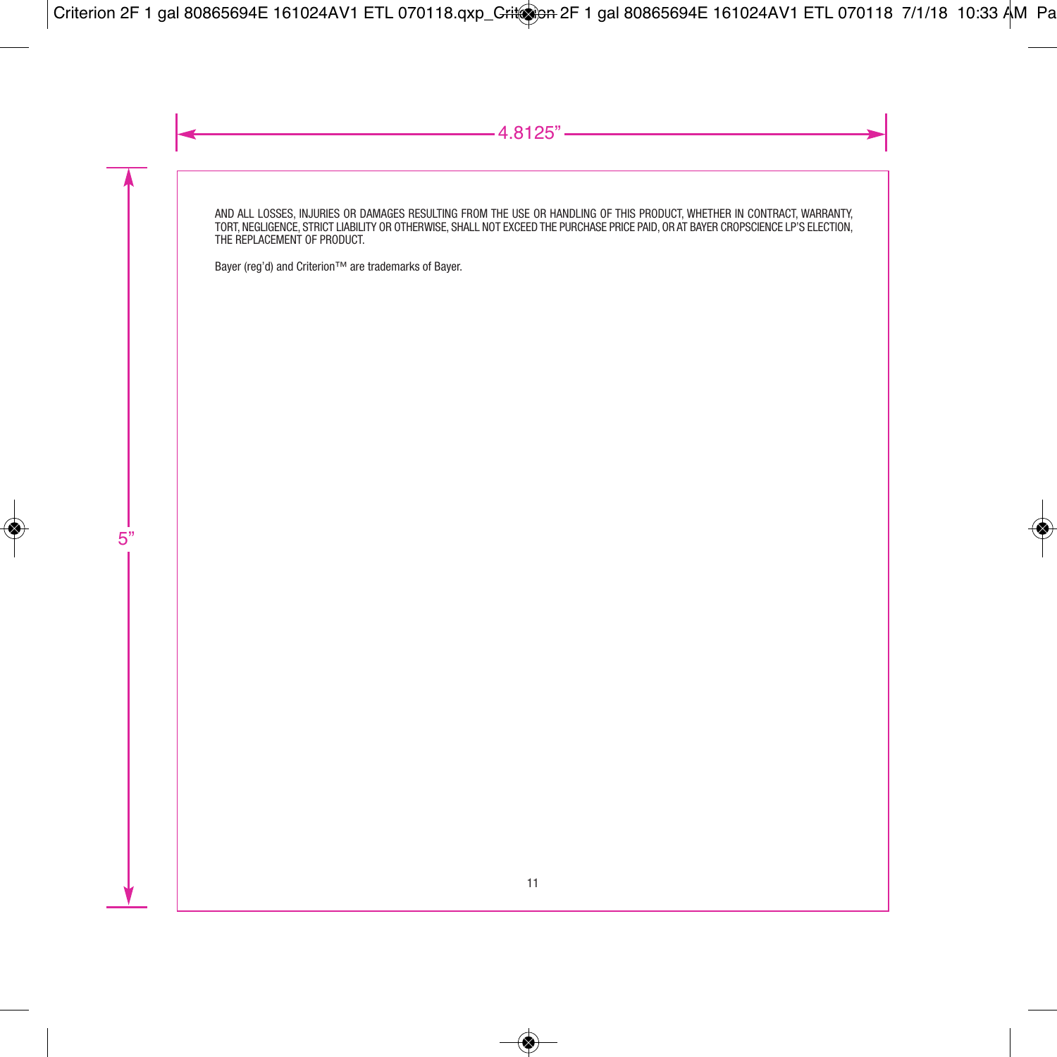AND ALL LOSSES, INJURIES OR DAMAGES RESULTING FROM THE USE OR HANDLING OF THIS PRODUCT, WHETHER IN CONTRACT, WARRANTY, TORT, NEGLIGENCE, STRICT LIABILITY OR OTHERWISE, SHALL NOT EXCEED THE PURCHASE PRICE PAID, OR AT BAYER CROPSCIENCE LP'S ELECTION, THE REPLACEMENT OF PRODUCT.

Bayer (reg'd) and Criterion™ are trademarks of Bayer.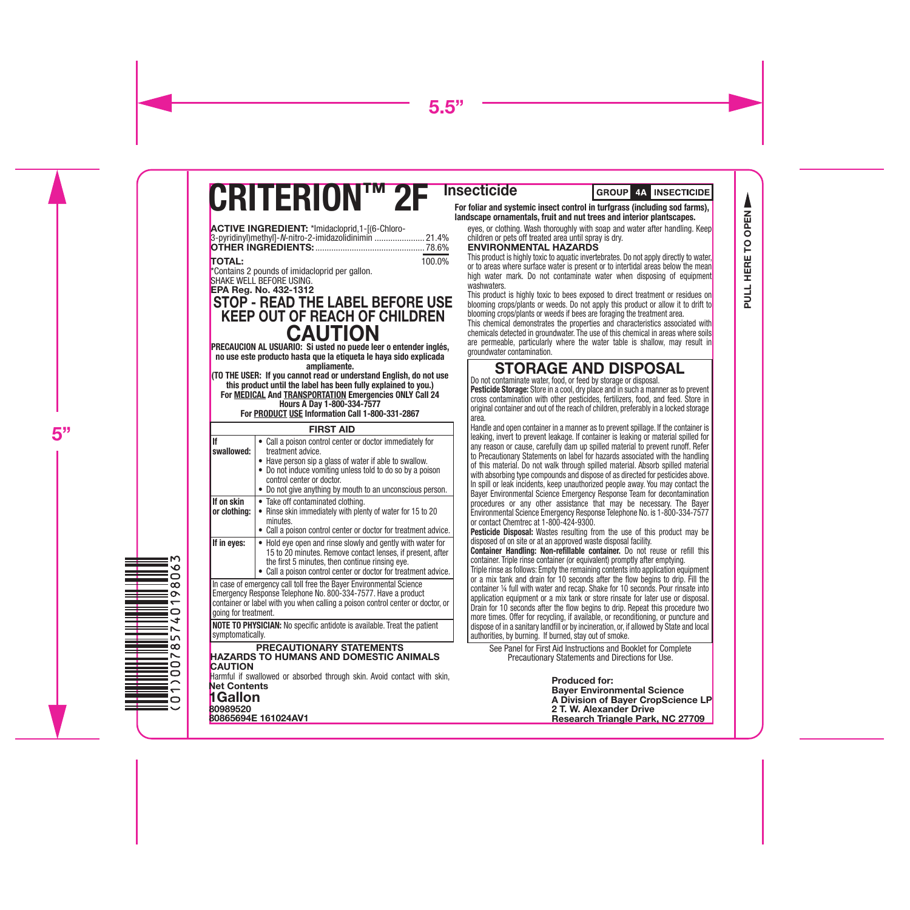# CRITERION™ 2F Insecticide

GROUP 4A INSECTICIDE

**For foliar and systemic insect control in turfgrass (including sod farms), landscape ornamentals, fruit and nut trees and interior plantscapes.**

**ACTIVE INGREDIENT:** *Imidacloprid,1-[(6-Chloro-3-pyridinyl)methyl]-*N*-nitro-2-imidazolidinimin ...................... 21.4%
**OTHER INGREDIENTS:** ............................................... 78.6%
**TOTAL:** 100.0%

*Contains 2 pounds of imidacloprid per gallon.
SHAKE WELL BEFORE USING.

**EPA Reg. No. 432-1312**

## STOP - READ THE LABEL BEFORE USE
## KEEP OUT OF REACH OF CHILDREN
## CAUTION

**PRECAUCION AL USUARIO: Si usted no puede leer o entender inglés, no use este producto hasta que la etiqueta le haya sido explicada ampliamente.**

**(TO THE USER: If you cannot read or understand English, do not use this product until the label has been fully explained to you.)**

**For MEDICAL And TRANSPORTATION Emergencies ONLY Call 24 Hours A Day 1-800-334-7577**

**For PRODUCT USE Information Call 1-800-331-2867**

| FIRST AID | |
|---|---|
| **If swallowed:** | • Call a poison control center or doctor immediately for treatment advice.<br>• Have person sip a glass of water if able to swallow.<br>• Do not induce vomiting unless told to do so by a poison control center or doctor.<br>• Do not give anything by mouth to an unconscious person. |
| **If on skin or clothing:** | • Take off contaminated clothing.<br>• Rinse skin immediately with plenty of water for 15 to 20 minutes.<br>• Call a poison control center or doctor for treatment advice. |
| **If in eyes:** | • Hold eye open and rinse slowly and gently with water for 15 to 20 minutes. Remove contact lenses, if present, after the first 5 minutes, then continue rinsing eye.<br>• Call a poison control center or doctor for treatment advice. |

In case of emergency call toll free the Bayer Environmental Science Emergency Response Telephone No. 800-334-7577. Have a product container or label with you when calling a poison control center or doctor, or going for treatment.

**NOTE TO PHYSICIAN:** No specific antidote is available. Treat the patient symptomatically.

### PRECAUTIONARY STATEMENTS
### HAZARDS TO HUMANS AND DOMESTIC ANIMALS
**CAUTION**

Harmful if swallowed or absorbed through skin. Avoid contact with skin, eyes, or clothing. Wash thoroughly with soap and water after handling. Keep children or pets off treated area until spray is dry.

### ENVIRONMENTAL HAZARDS

This product is highly toxic to aquatic invertebrates. Do not apply directly to water, or to areas where surface water is present or to intertidal areas below the mean high water mark. Do not contaminate water when disposing of equipment washwaters.

This product is highly toxic to bees exposed to direct treatment or residues on blooming crops/plants or weeds. Do not apply this product or allow it to drift to blooming crops/plants or weeds if bees are foraging the treatment area.

This chemical demonstrates the properties and characteristics associated with chemicals detected in groundwater. The use of this chemical in areas where soils are permeable, particularly where the water table is shallow, may result in groundwater contamination.

## STORAGE AND DISPOSAL

Do not contaminate water, food, or feed by storage or disposal.

**Pesticide Storage:** Store in a cool, dry place and in such a manner as to prevent cross contamination with other pesticides, fertilizers, food, and feed. Store in original container and out of the reach of children, preferably in a locked storage area.

Handle and open container in a manner as to prevent spillage. If the container is leaking, invert to prevent leakage. If container is leaking or material spilled for any reason or cause, carefully dam up spilled material to prevent runoff. Refer to Precautionary Statements on label for hazards associated with the handling of this material. Do not walk through spilled material. Absorb spilled material with absorbing type compounds and dispose of as directed for pesticides above. In spill or leak incidents, keep unauthorized people away. You may contact the Bayer Environmental Science Emergency Response Team for decontamination procedures or any other assistance that may be necessary. The Bayer Environmental Science Emergency Response Telephone No. is 1-800-334-7577 or contact Chemtrec at 1-800-424-9300.

**Pesticide Disposal:** Wastes resulting from the use of this product may be disposed of on site or at an approved waste disposal facility.

**Container Handling: Non-refillable container.** Do not reuse or refill this container. Triple rinse container (or equivalent) promptly after emptying.

Triple rinse as follows: Empty the remaining contents into application equipment or a mix tank and drain for 10 seconds after the flow begins to drip. Fill the container ¼ full with water and recap. Shake for 10 seconds. Pour rinsate into application equipment or a mix tank or store rinsate for later use or disposal. Drain for 10 seconds after the flow begins to drip. Repeat this procedure two more times. Offer for recycling, if available, or reconditioning, or puncture and dispose of in a sanitary landfill or by incineration, or, if allowed by State and local authorities, by burning. If burned, stay out of smoke.

See Panel for First Aid Instructions and Booklet for Complete Precautionary Statements and Directions for Use.

**Net Contents**
**1Gallon**

**80989520**
**80865694E 161024AV1**

**Produced for:**
**Bayer Environmental Science**
**A Division of Bayer CropScience LP**
**2 T. W. Alexander Drive**
**Research Triangle Park, NC 27709**

PULL HERE TO OPEN

(01)00785740198063